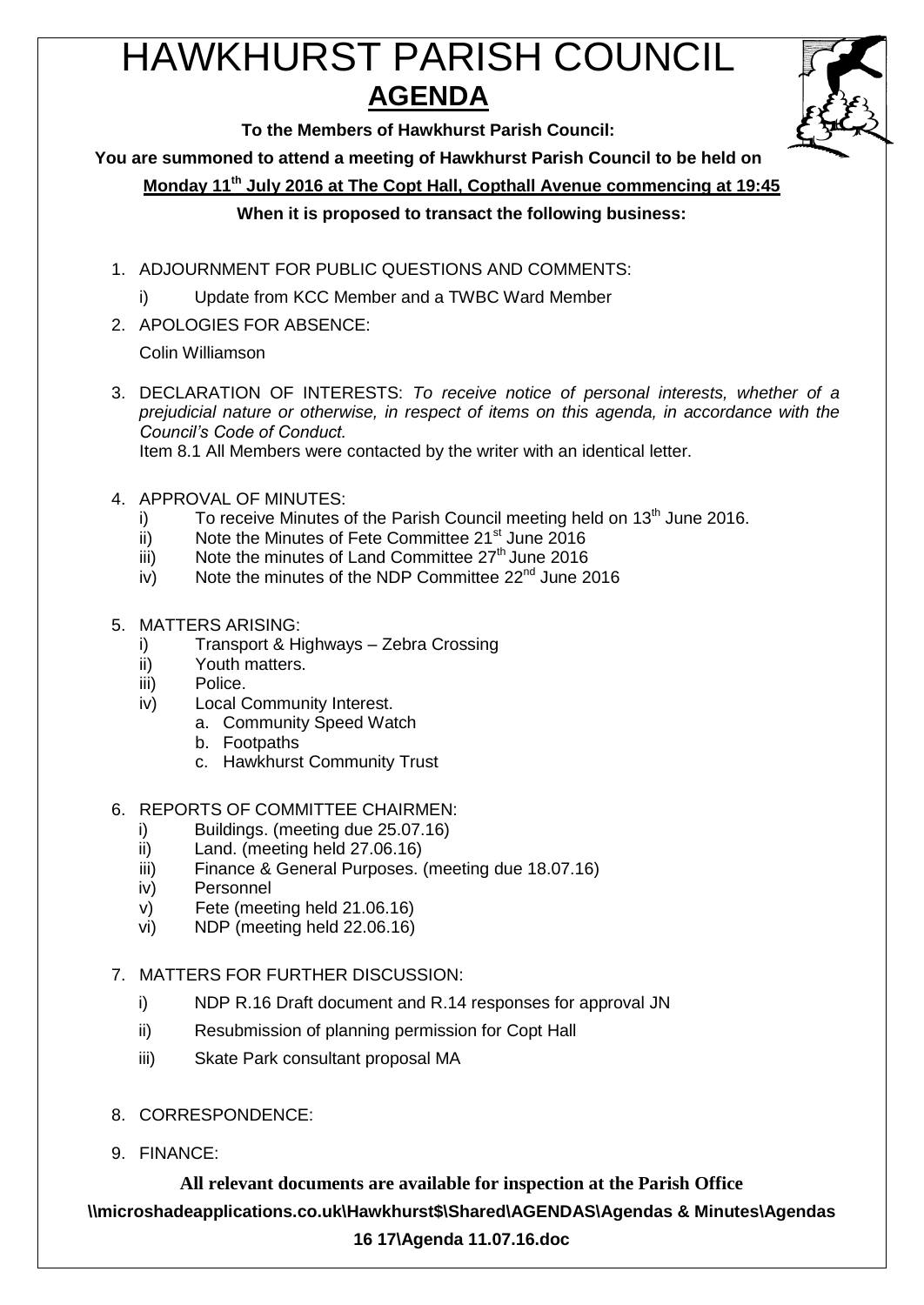# HAWKHURST PARISH COUNCIL

## AGENDA

**To the Members of Hawkhurst Parish Council:**

**You are summoned to attend a meeting of Hawkhurst Parish Council to be held on**

**Monday 11th July 2016 at The Copt Hall, Copthall Avenue commencing at 19:45**

**When it is proposed to transact the following business:**

1. ADJOURNMENT FOR PUBLIC QUESTIONS AND COMMENTS:
   i) Update from KCC Member and a TWBC Ward Member

2. APOLOGIES FOR ABSENCE:

   Colin Williamson

3. DECLARATION OF INTERESTS: *To receive notice of personal interests, whether of a prejudicial nature or otherwise, in respect of items on this agenda, in accordance with the Council's Code of Conduct.*

   Item 8.1 All Members were contacted by the writer with an identical letter.

4. APPROVAL OF MINUTES:
   i) To receive Minutes of the Parish Council meeting held on 13th June 2016.
   ii) Note the Minutes of Fete Committee 21st June 2016
   iii) Note the minutes of Land Committee 27th June 2016
   iv) Note the minutes of the NDP Committee 22nd June 2016

5. MATTERS ARISING:
   i) Transport & Highways – Zebra Crossing
   ii) Youth matters.
   iii) Police.
   iv) Local Community Interest.
      a. Community Speed Watch
      b. Footpaths
      c. Hawkhurst Community Trust

6. REPORTS OF COMMITTEE CHAIRMEN:
   i) Buildings. (meeting due 25.07.16)
   ii) Land. (meeting held 27.06.16)
   iii) Finance & General Purposes. (meeting due 18.07.16)
   iv) Personnel
   v) Fete (meeting held 21.06.16)
   vi) NDP (meeting held 22.06.16)

7. MATTERS FOR FURTHER DISCUSSION:
   i) NDP R.16 Draft document and R.14 responses for approval JN
   ii) Resubmission of planning permission for Copt Hall
   iii) Skate Park consultant proposal MA

8. CORRESPONDENCE:

9. FINANCE:

**All relevant documents are available for inspection at the Parish Office**

**\\microshadeapplications.co.uk\Hawkhurst$\Shared\AGENDAS\Agendas & Minutes\Agendas 16 17\Agenda 11.07.16.doc**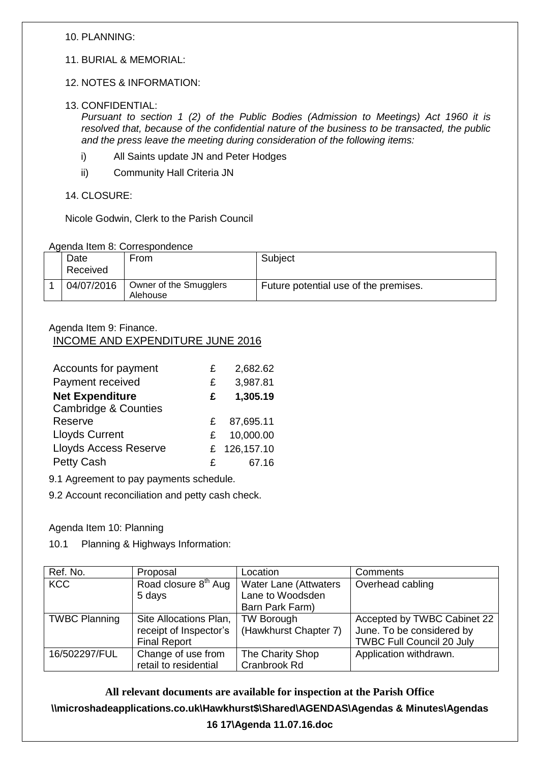10. PLANNING:

11. BURIAL & MEMORIAL:

12. NOTES & INFORMATION:

13. CONFIDENTIAL:

*Pursuant to section 1 (2) of the Public Bodies (Admission to Meetings) Act 1960 it is resolved that, because of the confidential nature of the business to be transacted, the public and the press leave the meeting during consideration of the following items:*

i) All Saints update JN and Peter Hodges

ii) Community Hall Criteria JN

14. CLOSURE:

Nicole Godwin, Clerk to the Parish Council

Agenda Item 8: Correspondence

| | Date Received | From | Subject |
|---|---|---|---|
| 1 | 04/07/2016 | Owner of the Smugglers Alehouse | Future potential use of the premises. |

Agenda Item 9: Finance.

INCOME AND EXPENDITURE JUNE 2016

| | | |
|---|---|---|
| Accounts for payment | £ | 2,682.62 |
| Payment received | £ | 3,987.81 |
| **Net Expenditure** | **£** | **1,305.19** |
| Cambridge & Counties Reserve | £ | 87,695.11 |
| Lloyds Current | £ | 10,000.00 |
| Lloyds Access Reserve | £ | 126,157.10 |
| Petty Cash | £ | 67.16 |

9.1 Agreement to pay payments schedule.

9.2 Account reconciliation and petty cash check.

Agenda Item 10: Planning

10.1 Planning & Highways Information:

| Ref. No. | Proposal | Location | Comments |
|---|---|---|---|
| KCC | Road closure 8th Aug 5 days | Water Lane (Attwaters Lane to Woodsden Barn Park Farm) | Overhead cabling |
| TWBC Planning | Site Allocations Plan, receipt of Inspector's Final Report | TW Borough (Hawkhurst Chapter 7) | Accepted by TWBC Cabinet 22 June. To be considered by TWBC Full Council 20 July |
| 16/502297/FUL | Change of use from retail to residential | The Charity Shop Cranbrook Rd | Application withdrawn. |

**All relevant documents are available for inspection at the Parish Office**

**\\microshadeapplications.co.uk\Hawkhurst$\Shared\AGENDAS\Agendas & Minutes\Agendas 16 17\Agenda 11.07.16.doc**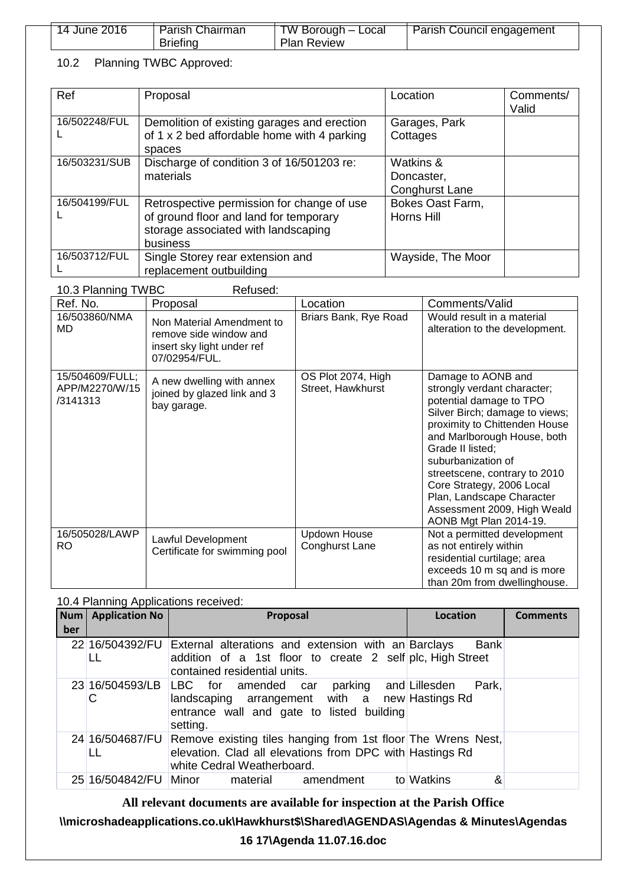| 14 June 2016 | Parish Chairman Briefing | TW Borough – Local Plan Review | Parish Council engagement |
|---|---|---|---|

10.2 Planning TWBC Approved:

| Ref | Proposal | Location | Comments/ Valid |
|---|---|---|---|
| 16/502248/FULL | Demolition of existing garages and erection of 1 x 2 bed affordable home with 4 parking spaces | Garages, Park Cottages | |
| 16/503231/SUB | Discharge of condition 3 of 16/501203 re: materials | Watkins & Doncaster, Conghurst Lane | |
| 16/504199/FULL | Retrospective permission for change of use of ground floor and land for temporary storage associated with landscaping business | Bokes Oast Farm, Horns Hill | |
| 16/503712/FULL | Single Storey rear extension and replacement outbuilding | Wayside, The Moor | |

10.3 Planning TWBC Refused:

| Ref. No. | Proposal | Location | Comments/Valid |
|---|---|---|---|
| 16/503860/NMAMD | Non Material Amendment to remove side window and insert sky light under ref 07/02954/FULL. | Briars Bank, Rye Road | Would result in a material alteration to the development. |
| 15/504609/FULL; APP/M2270/W/15/3141313 | A new dwelling with annex joined by glazed link and 3 bay garage. | OS Plot 2074, High Street, Hawkhurst | Damage to AONB and strongly verdant character; potential damage to TPO Silver Birch; damage to views; proximity to Chittenden House and Marlborough House, both Grade II listed; suburbanization of streetscene, contrary to 2010 Core Strategy, 2006 Local Plan, Landscape Character Assessment 2009, High Weald AONB Mgt Plan 2014-19. |
| 16/505028/LAWPRO | Lawful Development Certificate for swimming pool | Updown House Conghurst Lane | Not a permitted development as not entirely within residential curtilage; area exceeds 10 m sq and is more than 20m from dwellinghouse. |

10.4 Planning Applications received:

| Number | Application No | Proposal | Location | Comments |
|---|---|---|---|---|
| 22 | 16/504392/FULL | External alterations and extension with an addition of a 1st floor to create 2 self contained residential units. | Barclays Bank plc, High Street | |
| 23 | 16/504593/LBC | LBC for amended car parking and landscaping arrangement with a new entrance wall and gate to listed building setting. | Lillesden Park, Hastings Rd | |
| 24 | 16/504687/FULL | Remove existing tiles hanging from 1st floor elevation. Clad all elevations from DPC with white Cedral Weatherboard. | The Wrens Nest, Hastings Rd | |
| 25 | 16/504842/FUL | Minor material amendment to | Watkins & | |

**All relevant documents are available for inspection at the Parish Office**

**\\microshadeapplications.co.uk\Hawkhurst$\Shared\AGENDAS\Agendas & Minutes\Agendas 16 17\Agenda 11.07.16.doc**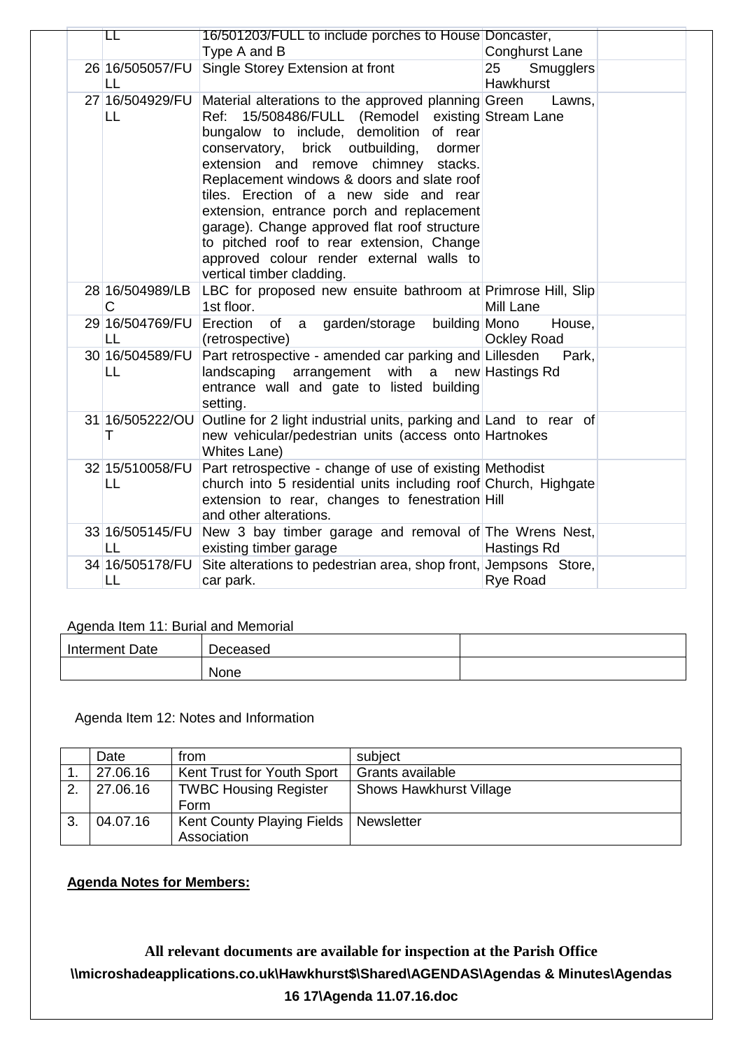| | | | | |
|---|---|---|---|---|
| | LL | 16/501203/FULL to include porches to House Type A and B | Doncaster, Conghurst Lane | |
| 26 | 16/505057/FULL | Single Storey Extension at front | 25 Smugglers Hawkhurst | |
| 27 | 16/504929/FULL | Material alterations to the approved planning Ref: 15/508486/FULL (Remodel existing bungalow to include, demolition of rear conservatory, brick outbuilding, dormer extension and remove chimney stacks. Replacement windows & doors and slate roof tiles. Erection of a new side and rear extension, entrance porch and replacement garage). Change approved flat roof structure to pitched roof to rear extension, Change approved colour render external walls to vertical timber cladding. | Green Lawns, Stream Lane | |
| 28 | 16/504989/LBC | LBC for proposed new ensuite bathroom at 1st floor. | Primrose Hill, Slip Mill Lane | |
| 29 | 16/504769/FULL | Erection of a garden/storage building (retrospective) | Mono House, Ockley Road | |
| 30 | 16/504589/FULL | Part retrospective - amended car parking and landscaping arrangement with a new entrance wall and gate to listed building setting. | Lillesden Park, Hastings Rd | |
| 31 | 16/505222/OUT | Outline for 2 light industrial units, parking and new vehicular/pedestrian units (access onto Whites Lane) | Land to rear of Hartnokes | |
| 32 | 15/510058/FULL | Part retrospective - change of use of existing church into 5 residential units including roof extension to rear, changes to fenestration and other alterations. | Methodist Church, Highgate Hill | |
| 33 | 16/505145/FULL | New 3 bay timber garage and removal of existing timber garage | The Wrens Nest, Hastings Rd | |
| 34 | 16/505178/FULL | Site alterations to pedestrian area, shop front, car park. | Jempsons Store, Rye Road | |

Agenda Item 11: Burial and Memorial

| Interment Date | Deceased | |
|---|---|---|
| | None | |

Agenda Item 12: Notes and Information

| | Date | from | subject |
|---|---|---|---|
| 1. | 27.06.16 | Kent Trust for Youth Sport | Grants available |
| 2. | 27.06.16 | TWBC Housing Register Form | Shows Hawkhurst Village |
| 3. | 04.07.16 | Kent County Playing Fields Association | Newsletter |

**Agenda Notes for Members:**

**All relevant documents are available for inspection at the Parish Office**

**\\microshadeapplications.co.uk\Hawkhurst$\Shared\AGENDAS\Agendas & Minutes\Agendas 16 17\Agenda 11.07.16.doc**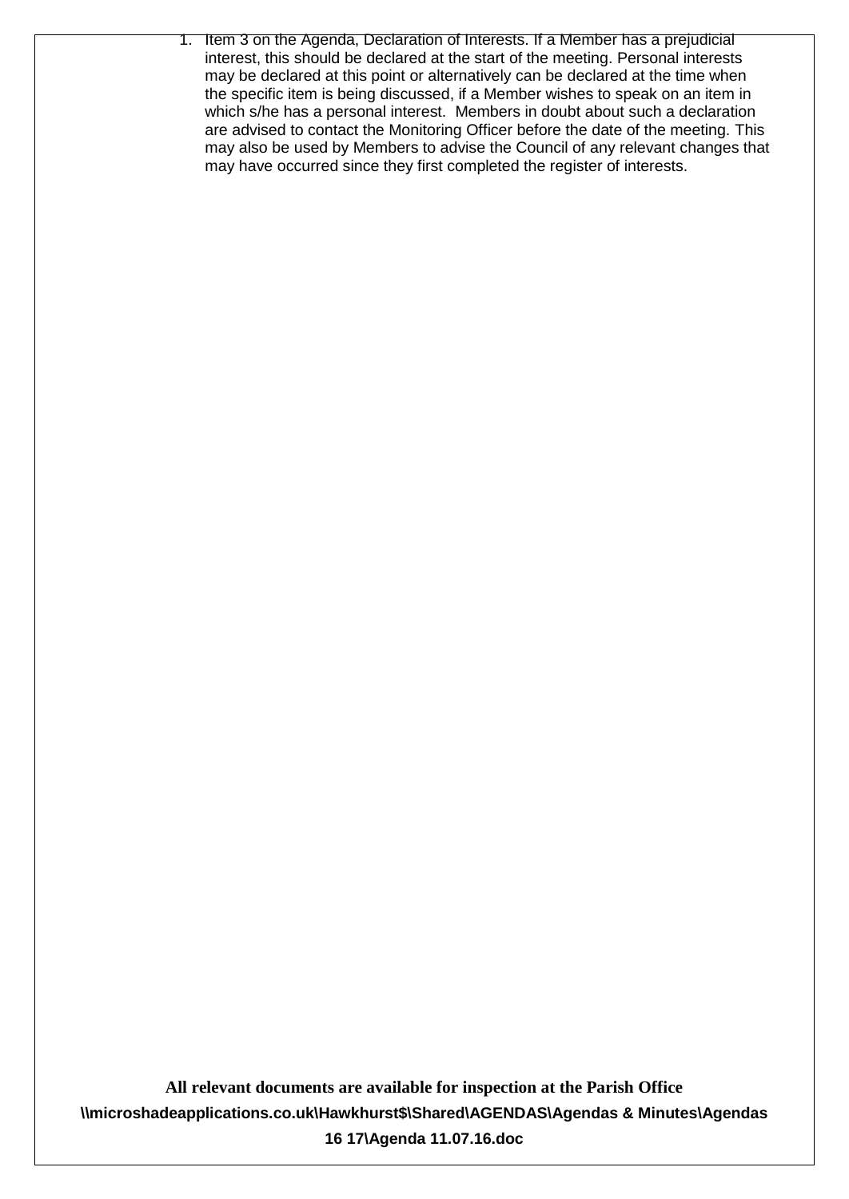1. Item 3 on the Agenda, Declaration of Interests. If a Member has a prejudicial interest, this should be declared at the start of the meeting. Personal interests may be declared at this point or alternatively can be declared at the time when the specific item is being discussed, if a Member wishes to speak on an item in which s/he has a personal interest. Members in doubt about such a declaration are advised to contact the Monitoring Officer before the date of the meeting. This may also be used by Members to advise the Council of any relevant changes that may have occurred since they first completed the register of interests.

**All relevant documents are available for inspection at the Parish Office**

**\\microshadeapplications.co.uk\Hawkhurst$\Shared\AGENDAS\Agendas & Minutes\Agendas 16 17\Agenda 11.07.16.doc**